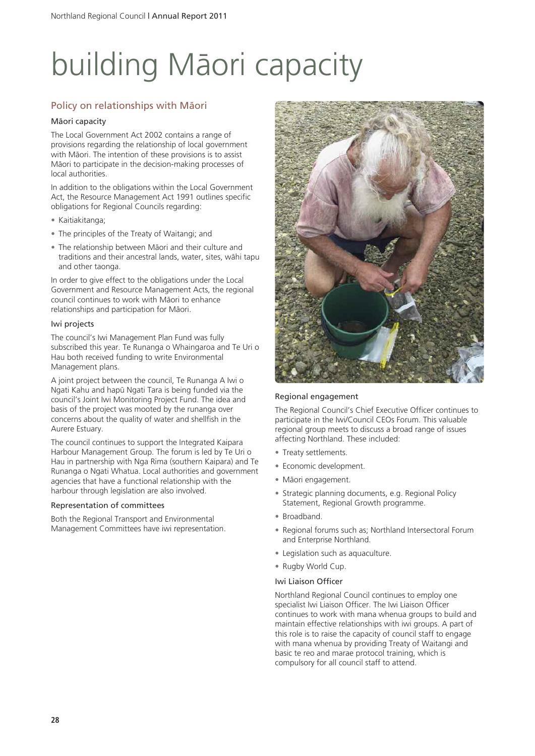# building Māori capacity

## Policy on relationships with Māori

### Māori capacity

The Local Government Act 2002 contains a range of provisions regarding the relationship of local government with Māori. The intention of these provisions is to assist Māori to participate in the decision-making processes of local authorities.

In addition to the obligations within the Local Government Act, the Resource Management Act 1991 outlines specific obligations for Regional Councils regarding:

- Kaitiakitanga;
- The principles of the Treaty of Waitangi; and
- The relationship between Māori and their culture and traditions and their ancestral lands, water, sites, wāhi tapu and other taonga.

In order to give effect to the obligations under the Local Government and Resource Management Acts, the regional council continues to work with Māori to enhance relationships and participation for Māori.

### Iwi projects

The council's Iwi Management Plan Fund was fully subscribed this year. Te Runanga o Whaingaroa and Te Uri o Hau both received funding to write Environmental Management plans.

A joint project between the council, Te Runanga A Iwi o Ngati Kahu and hapū Ngati Tara is being funded via the council's Joint Iwi Monitoring Project Fund. The idea and basis of the project was mooted by the runanga over concerns about the quality of water and shellfish in the Aurere Estuary.

The council continues to support the Integrated Kaipara Harbour Management Group. The forum is led by Te Uri o Hau in partnership with Nga Rima (southern Kaipara) and Te Runanga o Ngati Whatua. Local authorities and government agencies that have a functional relationship with the harbour through legislation are also involved.

### Representation of committees

Both the Regional Transport and Environmental Management Committees have iwi representation.

### Regional engagement

The Regional Council's Chief Executive Officer continues to participate in the Iwi/Council CEOs Forum. This valuable regional group meets to discuss a broad range of issues affecting Northland. These included:

- Treaty settlements.
- Economic development.
- Māori engagement.
- Strategic planning documents, e.g. Regional Policy Statement, Regional Growth programme.
- Broadband.
- Regional forums such as; Northland Intersectoral Forum and Enterprise Northland.
- Legislation such as aquaculture.
- Rugby World Cup.

### Iwi Liaison Officer

Northland Regional Council continues to employ one specialist Iwi Liaison Officer. The Iwi Liaison Officer continues to work with mana whenua groups to build and maintain effective relationships with iwi groups. A part of this role is to raise the capacity of council staff to engage with mana whenua by providing Treaty of Waitangi and basic te reo and marae protocol training, which is compulsory for all council staff to attend.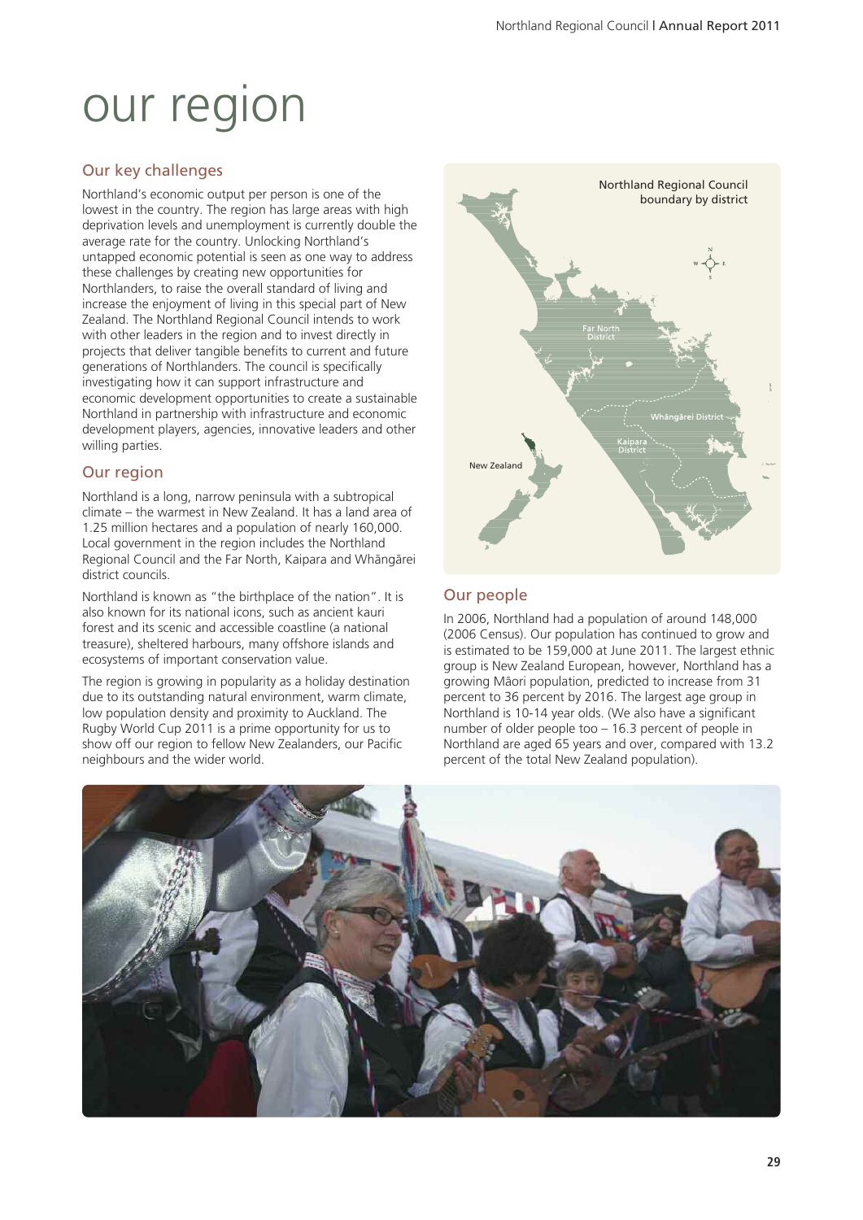# our region

## Our key challenges

Northland's economic output per person is one of the lowest in the country. The region has large areas with high deprivation levels and unemployment is currently double the average rate for the country. Unlocking Northland's untapped economic potential is seen as one way to address these challenges by creating new opportunities for Northlanders, to raise the overall standard of living and increase the enjoyment of living in this special part of New Zealand. The Northland Regional Council intends to work with other leaders in the region and to invest directly in projects that deliver tangible benefits to current and future generations of Northlanders. The council is specifically investigating how it can support infrastructure and economic development opportunities to create a sustainable Northland in partnership with infrastructure and economic development players, agencies, innovative leaders and other willing parties.

## Our region

Northland is a long, narrow peninsula with a subtropical climate – the warmest in New Zealand. It has a land area of 1.25 million hectares and a population of nearly 160,000. Local government in the region includes the Northland Regional Council and the Far North, Kaipara and Whāngārei district councils.

Northland is known as "the birthplace of the nation". It is also known for its national icons, such as ancient kauri forest and its scenic and accessible coastline (a national treasure), sheltered harbours, many offshore islands and ecosystems of important conservation value.

The region is growing in popularity as a holiday destination due to its outstanding natural environment, warm climate, low population density and proximity to Auckland. The Rugby World Cup 2011 is a prime opportunity for us to show off our region to fellow New Zealanders, our Pacific neighbours and the wider world.

Northland Regional Council boundary by district

## Our people

In 2006, Northland had a population of around 148,000 (2006 Census). Our population has continued to grow and is estimated to be 159,000 at June 2011. The largest ethnic group is New Zealand European, however, Northland has a growing Māori population, predicted to increase from 31 percent to 36 percent by 2016. The largest age group in Northland is 10-14 year olds. (We also have a significant number of older people too – 16.3 percent of people in Northland are aged 65 years and over, compared with 13.2 percent of the total New Zealand population).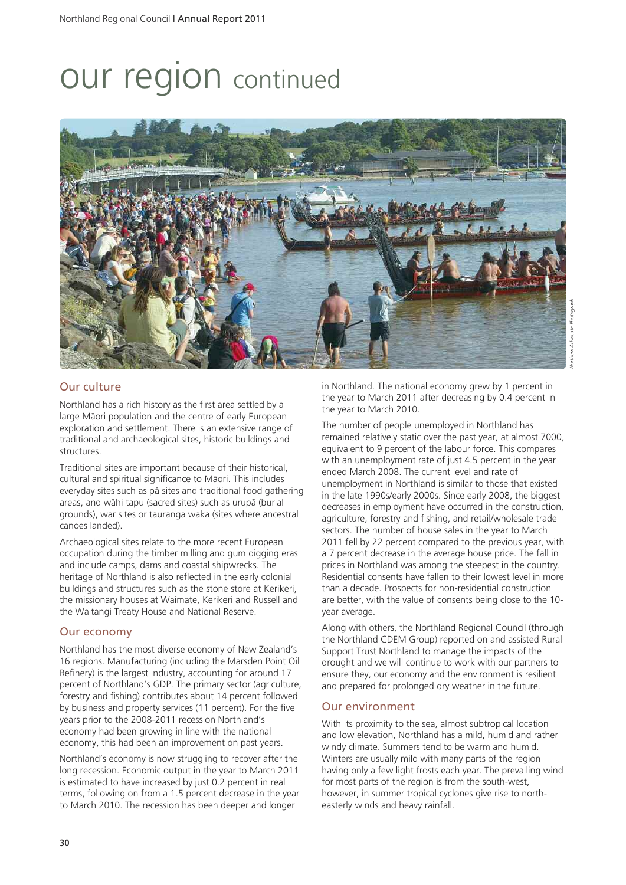# our region continued

*Northern Advocate Photograph*

## Our culture

Northland has a rich history as the first area settled by a large Māori population and the centre of early European exploration and settlement. There is an extensive range of traditional and archaeological sites, historic buildings and structures.

Traditional sites are important because of their historical, cultural and spiritual significance to Māori. This includes everyday sites such as pā sites and traditional food gathering areas, and wāhi tapu (sacred sites) such as urupā (burial grounds), war sites or tauranga waka (sites where ancestral canoes landed).

Archaeological sites relate to the more recent European occupation during the timber milling and gum digging eras and include camps, dams and coastal shipwrecks. The heritage of Northland is also reflected in the early colonial buildings and structures such as the stone store at Kerikeri, the missionary houses at Waimate, Kerikeri and Russell and the Waitangi Treaty House and National Reserve.

## Our economy

Northland has the most diverse economy of New Zealand's 16 regions. Manufacturing (including the Marsden Point Oil Refinery) is the largest industry, accounting for around 17 percent of Northland's GDP. The primary sector (agriculture, forestry and fishing) contributes about 14 percent followed by business and property services (11 percent). For the five years prior to the 2008-2011 recession Northland's economy had been growing in line with the national economy, this had been an improvement on past years.

Northland's economy is now struggling to recover after the long recession. Economic output in the year to March 2011 is estimated to have increased by just 0.2 percent in real terms, following on from a 1.5 percent decrease in the year to March 2010. The recession has been deeper and longer in Northland. The national economy grew by 1 percent in the year to March 2011 after decreasing by 0.4 percent in the year to March 2010.

The number of people unemployed in Northland has remained relatively static over the past year, at almost 7000, equivalent to 9 percent of the labour force. This compares with an unemployment rate of just 4.5 percent in the year ended March 2008. The current level and rate of unemployment in Northland is similar to those that existed in the late 1990s/early 2000s. Since early 2008, the biggest decreases in employment have occurred in the construction, agriculture, forestry and fishing, and retail/wholesale trade sectors. The number of house sales in the year to March 2011 fell by 22 percent compared to the previous year, with a 7 percent decrease in the average house price. The fall in prices in Northland was among the steepest in the country. Residential consents have fallen to their lowest level in more than a decade. Prospects for non-residential construction are better, with the value of consents being close to the 10-year average.

Along with others, the Northland Regional Council (through the Northland CDEM Group) reported on and assisted Rural Support Trust Northland to manage the impacts of the drought and we will continue to work with our partners to ensure they, our economy and the environment is resilient and prepared for prolonged dry weather in the future.

## Our environment

With its proximity to the sea, almost subtropical location and low elevation, Northland has a mild, humid and rather windy climate. Summers tend to be warm and humid. Winters are usually mild with many parts of the region having only a few light frosts each year. The prevailing wind for most parts of the region is from the south-west, however, in summer tropical cyclones give rise to north-easterly winds and heavy rainfall.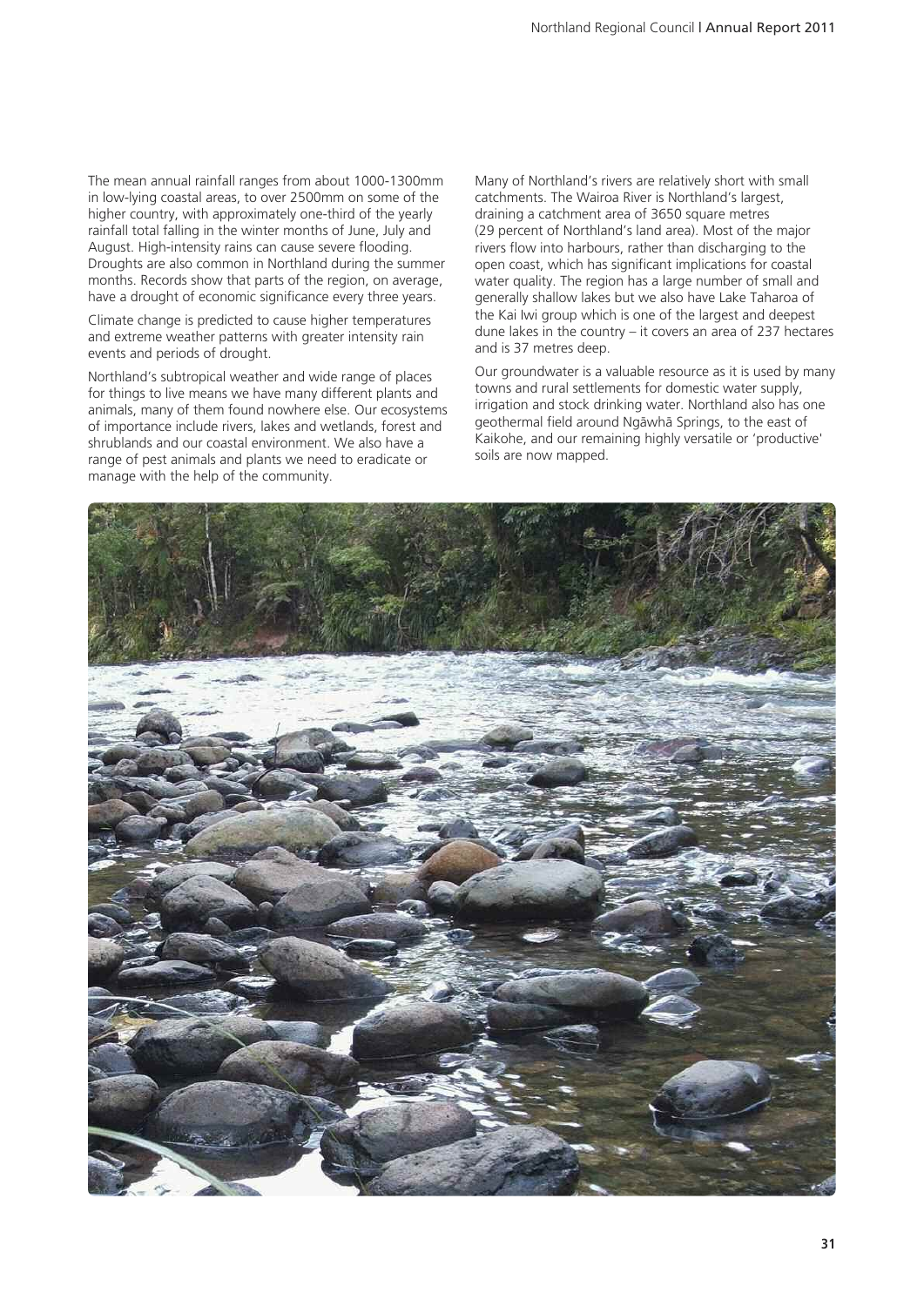The mean annual rainfall ranges from about 1000-1300mm in low-lying coastal areas, to over 2500mm on some of the higher country, with approximately one-third of the yearly rainfall total falling in the winter months of June, July and August. High-intensity rains can cause severe flooding. Droughts are also common in Northland during the summer months. Records show that parts of the region, on average, have a drought of economic significance every three years.

Climate change is predicted to cause higher temperatures and extreme weather patterns with greater intensity rain events and periods of drought.

Northland's subtropical weather and wide range of places for things to live means we have many different plants and animals, many of them found nowhere else. Our ecosystems of importance include rivers, lakes and wetlands, forest and shrublands and our coastal environment. We also have a range of pest animals and plants we need to eradicate or manage with the help of the community.

Many of Northland's rivers are relatively short with small catchments. The Wairoa River is Northland's largest, draining a catchment area of 3650 square metres (29 percent of Northland's land area). Most of the major rivers flow into harbours, rather than discharging to the open coast, which has significant implications for coastal water quality. The region has a large number of small and generally shallow lakes but we also have Lake Taharoa of the Kai Iwi group which is one of the largest and deepest dune lakes in the country – it covers an area of 237 hectares and is 37 metres deep.

Our groundwater is a valuable resource as it is used by many towns and rural settlements for domestic water supply, irrigation and stock drinking water. Northland also has one geothermal field around Ngāwhā Springs, to the east of Kaikohe, and our remaining highly versatile or 'productive' soils are now mapped.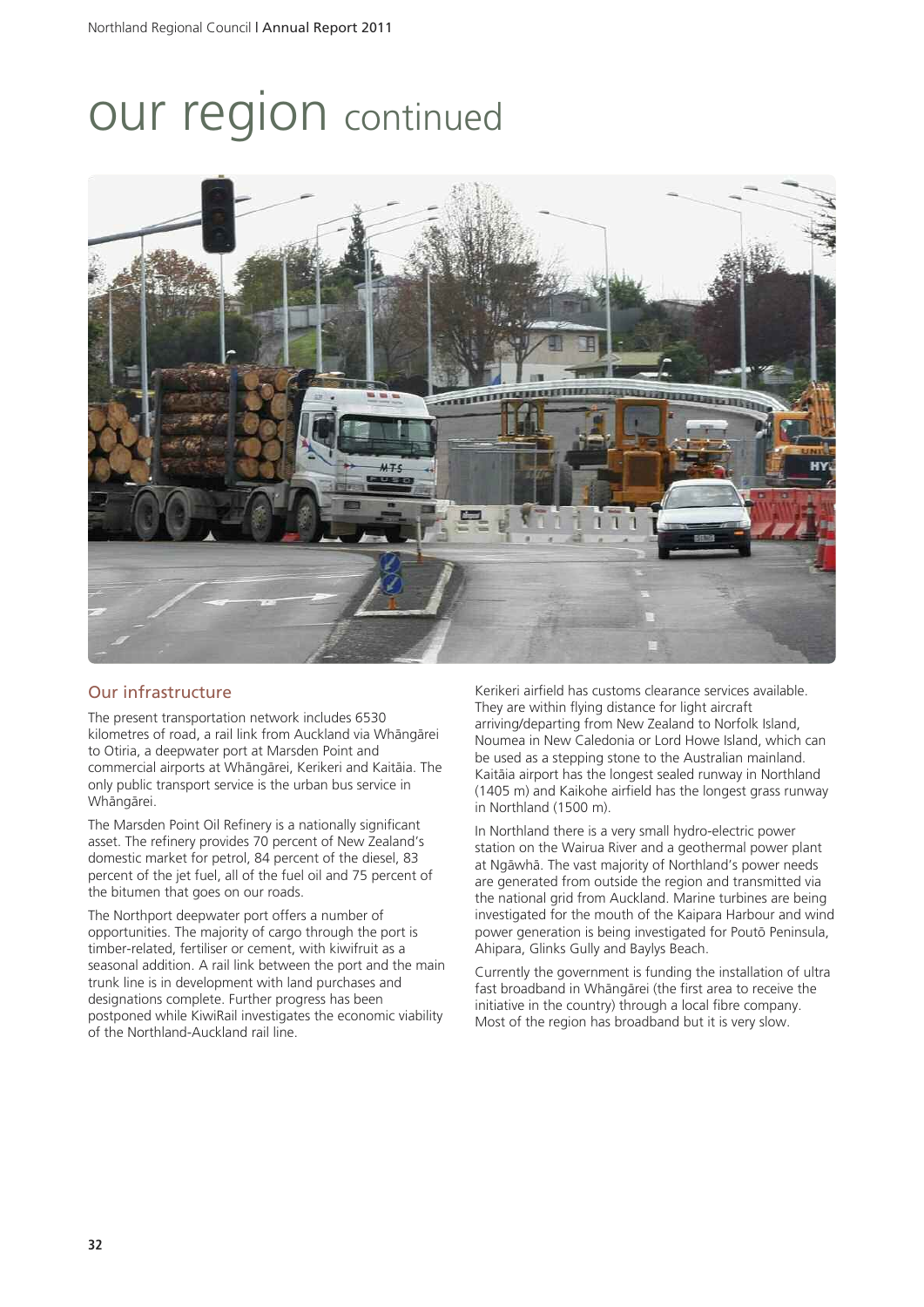# our region continued

## Our infrastructure

The present transportation network includes 6530 kilometres of road, a rail link from Auckland via Whāngārei to Otiria, a deepwater port at Marsden Point and commercial airports at Whāngārei, Kerikeri and Kaitāia. The only public transport service is the urban bus service in Whāngārei.

The Marsden Point Oil Refinery is a nationally significant asset. The refinery provides 70 percent of New Zealand's domestic market for petrol, 84 percent of the diesel, 83 percent of the jet fuel, all of the fuel oil and 75 percent of the bitumen that goes on our roads.

The Northport deepwater port offers a number of opportunities. The majority of cargo through the port is timber-related, fertiliser or cement, with kiwifruit as a seasonal addition. A rail link between the port and the main trunk line is in development with land purchases and designations complete. Further progress has been postponed while KiwiRail investigates the economic viability of the Northland-Auckland rail line.

Kerikeri airfield has customs clearance services available. They are within flying distance for light aircraft arriving/departing from New Zealand to Norfolk Island, Noumea in New Caledonia or Lord Howe Island, which can be used as a stepping stone to the Australian mainland. Kaitāia airport has the longest sealed runway in Northland (1405 m) and Kaikohe airfield has the longest grass runway in Northland (1500 m).

In Northland there is a very small hydro-electric power station on the Wairua River and a geothermal power plant at Ngāwhā. The vast majority of Northland's power needs are generated from outside the region and transmitted via the national grid from Auckland. Marine turbines are being investigated for the mouth of the Kaipara Harbour and wind power generation is being investigated for Poutō Peninsula, Ahipara, Glinks Gully and Baylys Beach.

Currently the government is funding the installation of ultra fast broadband in Whāngārei (the first area to receive the initiative in the country) through a local fibre company. Most of the region has broadband but it is very slow.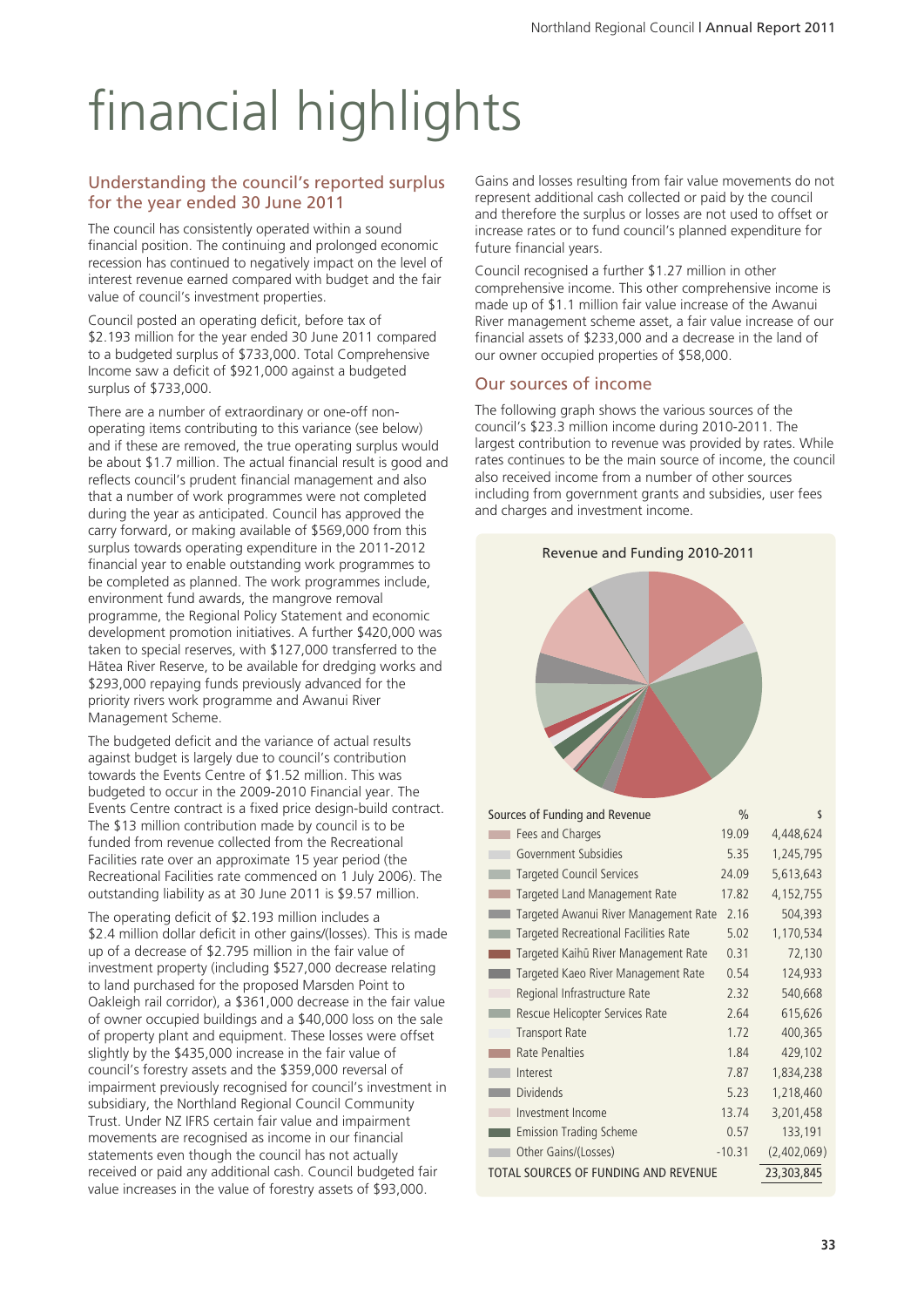# financial highlights

## Understanding the council's reported surplus for the year ended 30 June 2011

The council has consistently operated within a sound financial position. The continuing and prolonged economic recession has continued to negatively impact on the level of interest revenue earned compared with budget and the fair value of council's investment properties.

Council posted an operating deficit, before tax of $2.193 million for the year ended 30 June 2011 compared to a budgeted surplus of $733,000. Total Comprehensive Income saw a deficit of $921,000 against a budgeted surplus of $733,000.

There are a number of extraordinary or one-off non-operating items contributing to this variance (see below) and if these are removed, the true operating surplus would be about $1.7 million. The actual financial result is good and reflects council's prudent financial management and also that a number of work programmes were not completed during the year as anticipated. Council has approved the carry forward, or making available of $569,000 from this surplus towards operating expenditure in the 2011-2012 financial year to enable outstanding work programmes to be completed as planned. The work programmes include, environment fund awards, the mangrove removal programme, the Regional Policy Statement and economic development promotion initiatives. A further $420,000 was taken to special reserves, with $127,000 transferred to the Hātea River Reserve, to be available for dredging works and $293,000 repaying funds previously advanced for the priority rivers work programme and Awanui River Management Scheme.

The budgeted deficit and the variance of actual results against budget is largely due to council's contribution towards the Events Centre of $1.52 million. This was budgeted to occur in the 2009-2010 Financial year. The Events Centre contract is a fixed price design-build contract. The $13 million contribution made by council is to be funded from revenue collected from the Recreational Facilities rate over an approximate 15 year period (the Recreational Facilities rate commenced on 1 July 2006). The outstanding liability as at 30 June 2011 is $9.57 million.

The operating deficit of $2.193 million includes a $2.4 million dollar deficit in other gains/(losses). This is made up of a decrease of $2.795 million in the fair value of investment property (including $527,000 decrease relating to land purchased for the proposed Marsden Point to Oakleigh rail corridor), a $361,000 decrease in the fair value of owner occupied buildings and a $40,000 loss on the sale of property plant and equipment. These losses were offset slightly by the $435,000 increase in the fair value of council's forestry assets and the $359,000 reversal of impairment previously recognised for council's investment in subsidiary, the Northland Regional Council Community Trust. Under NZ IFRS certain fair value and impairment movements are recognised as income in our financial statements even though the council has not actually received or paid any additional cash. Council budgeted fair value increases in the value of forestry assets of $93,000.

Gains and losses resulting from fair value movements do not represent additional cash collected or paid by the council and therefore the surplus or losses are not used to offset or increase rates or to fund council's planned expenditure for future financial years.

Council recognised a further $1.27 million in other comprehensive income. This other comprehensive income is made up of $1.1 million fair value increase of the Awanui River management scheme asset, a fair value increase of our financial assets of $233,000 and a decrease in the land of our owner occupied properties of $58,000.

## Our sources of income

The following graph shows the various sources of the council's $23.3 million income during 2010-2011. The largest contribution to revenue was provided by rates. While rates continues to be the main source of income, the council also received income from a number of other sources including from government grants and subsidies, user fees and charges and investment income.

Revenue and Funding 2010-2011

| Sources of Funding and Revenue | % | $ |
|---|---|---|
| Fees and Charges | 19.09 | 4,448,624 |
| Government Subsidies | 5.35 | 1,245,795 |
| Targeted Council Services | 24.09 | 5,613,643 |
| Targeted Land Management Rate | 17.82 | 4,152,755 |
| Targeted Awanui River Management Rate | 2.16 | 504,393 |
| Targeted Recreational Facilities Rate | 5.02 | 1,170,534 |
| Targeted Kaihū River Management Rate | 0.31 | 72,130 |
| Targeted Kaeo River Management Rate | 0.54 | 124,933 |
| Regional Infrastructure Rate | 2.32 | 540,668 |
| Rescue Helicopter Services Rate | 2.64 | 615,626 |
| Transport Rate | 1.72 | 400,365 |
| Rate Penalties | 1.84 | 429,102 |
| Interest | 7.87 | 1,834,238 |
| Dividends | 5.23 | 1,218,460 |
| Investment Income | 13.74 | 3,201,458 |
| Emission Trading Scheme | 0.57 | 133,191 |
| Other Gains/(Losses) | -10.31 | (2,402,069) |
| TOTAL SOURCES OF FUNDING AND REVENUE | | 23,303,845 |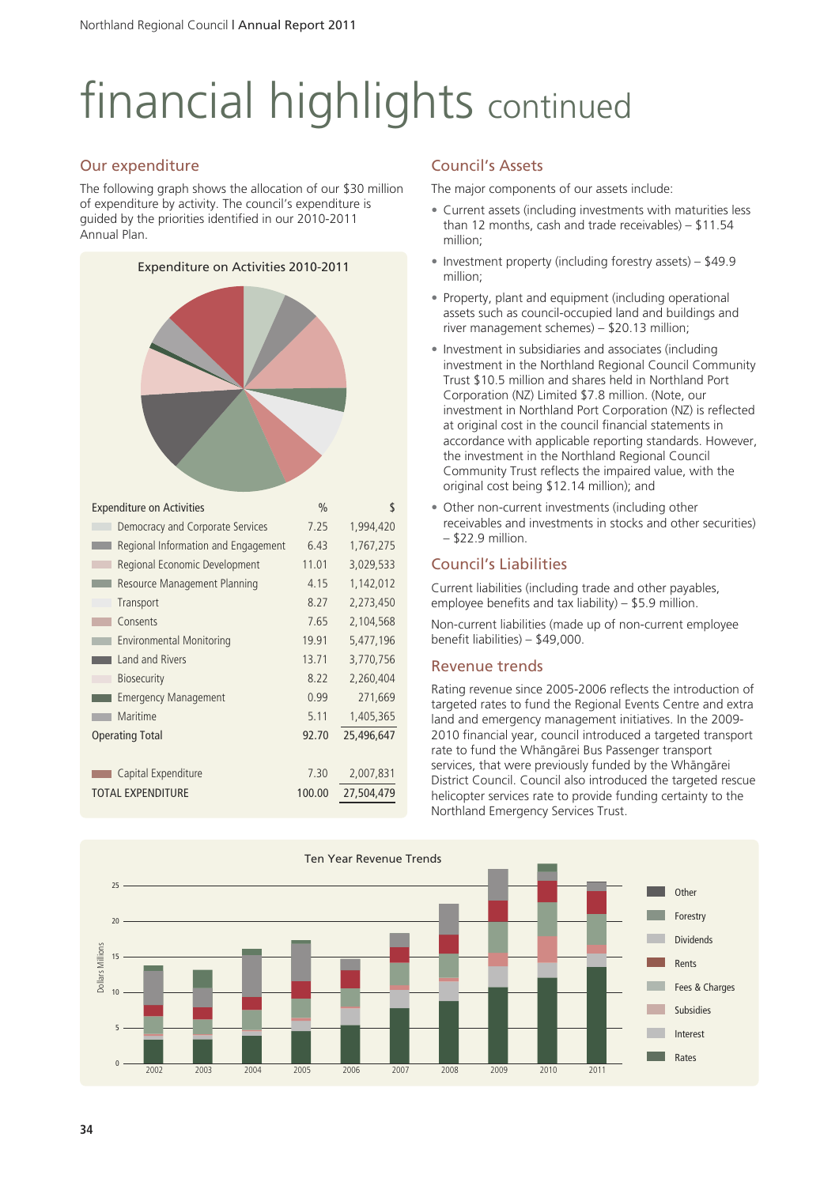# financial highlights continued

## Our expenditure

The following graph shows the allocation of our $30 million of expenditure by activity. The council's expenditure is guided by the priorities identified in our 2010-2011 Annual Plan.

Expenditure on Activities 2010-2011

| Expenditure on Activities | % | $ |
|---|---|---|
| Democracy and Corporate Services | 7.25 | 1,994,420 |
| Regional Information and Engagement | 6.43 | 1,767,275 |
| Regional Economic Development | 11.01 | 3,029,533 |
| Resource Management Planning | 4.15 | 1,142,012 |
| Transport | 8.27 | 2,273,450 |
| Consents | 7.65 | 2,104,568 |
| Environmental Monitoring | 19.91 | 5,477,196 |
| Land and Rivers | 13.71 | 3,770,756 |
| Biosecurity | 8.22 | 2,260,404 |
| Emergency Management | 0.99 | 271,669 |
| Maritime | 5.11 | 1,405,365 |
| Operating Total | 92.70 | 25,496,647 |
| | | |
| Capital Expenditure | 7.30 | 2,007,831 |
| TOTAL EXPENDITURE | 100.00 | 27,504,479 |

## Council's Assets

The major components of our assets include:

- Current assets (including investments with maturities less than 12 months, cash and trade receivables) – $11.54 million;
- Investment property (including forestry assets) – $49.9 million;
- Property, plant and equipment (including operational assets such as council-occupied land and buildings and river management schemes) – $20.13 million;
- Investment in subsidiaries and associates (including investment in the Northland Regional Council Community Trust $10.5 million and shares held in Northland Port Corporation (NZ) Limited $7.8 million. (Note, our investment in Northland Port Corporation (NZ) is reflected at original cost in the council financial statements in accordance with applicable reporting standards. However, the investment in the Northland Regional Council Community Trust reflects the impaired value, with the original cost being $12.14 million); and
- Other non-current investments (including other receivables and investments in stocks and other securities) – $22.9 million.

## Council's Liabilities

Current liabilities (including trade and other payables, employee benefits and tax liability) – $5.9 million.

Non-current liabilities (made up of non-current employee benefit liabilities) – $49,000.

## Revenue trends

Rating revenue since 2005-2006 reflects the introduction of targeted rates to fund the Regional Events Centre and extra land and emergency management initiatives. In the 2009-2010 financial year, council introduced a targeted transport rate to fund the Whāngārei Bus Passenger transport services, that were previously funded by the Whāngārei District Council. Council also introduced the targeted rescue helicopter services rate to provide funding certainty to the Northland Emergency Services Trust.

Ten Year Revenue Trends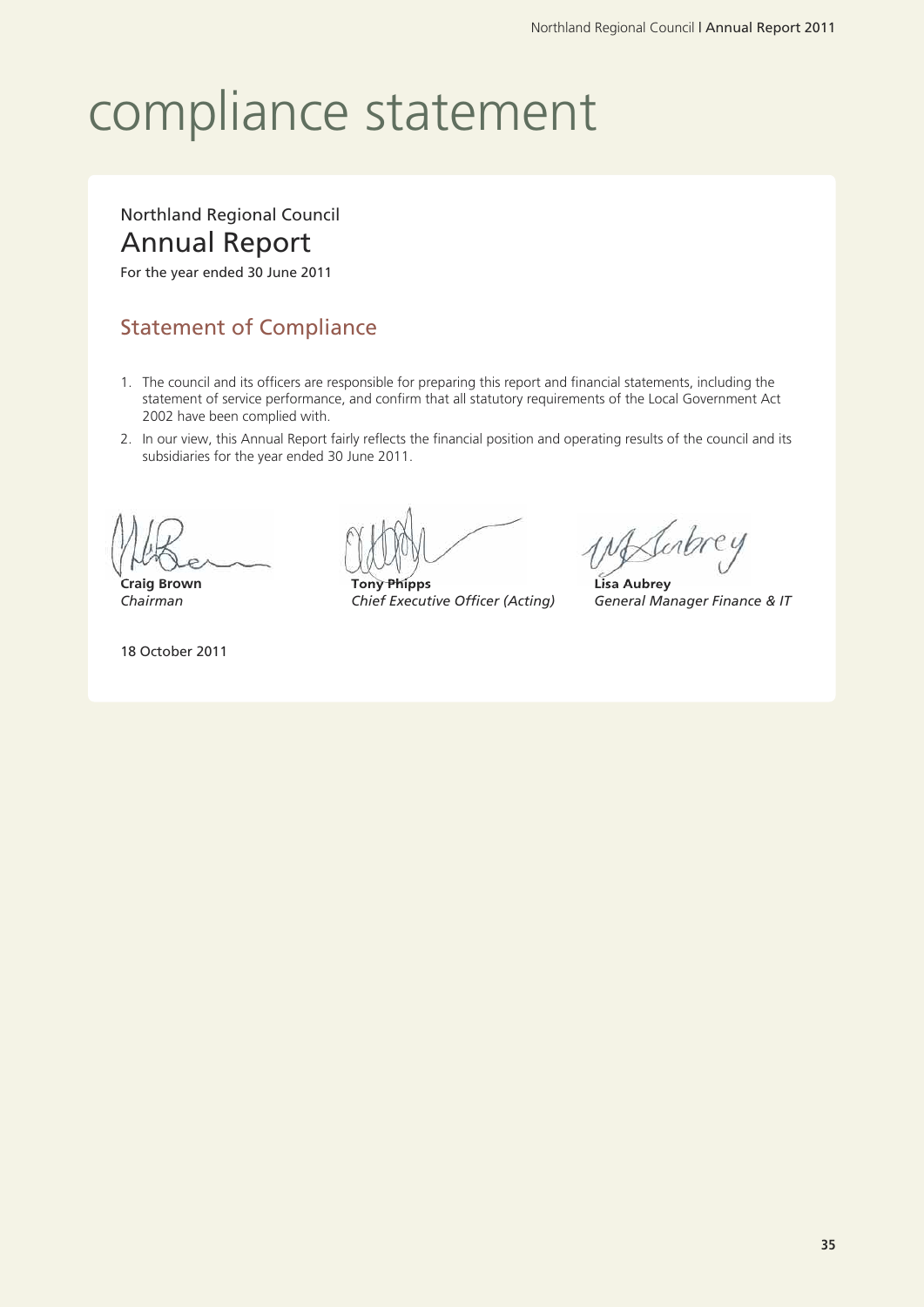# compliance statement

Northland Regional Council

## Annual Report

For the year ended 30 June 2011

### Statement of Compliance

1. The council and its officers are responsible for preparing this report and financial statements, including the statement of service performance, and confirm that all statutory requirements of the Local Government Act 2002 have been complied with.
2. In our view, this Annual Report fairly reflects the financial position and operating results of the council and its subsidiaries for the year ended 30 June 2011.

**Craig Brown**
*Chairman*

**Tony Phipps**
*Chief Executive Officer (Acting)*

**Lisa Aubrey**
*General Manager Finance & IT*

18 October 2011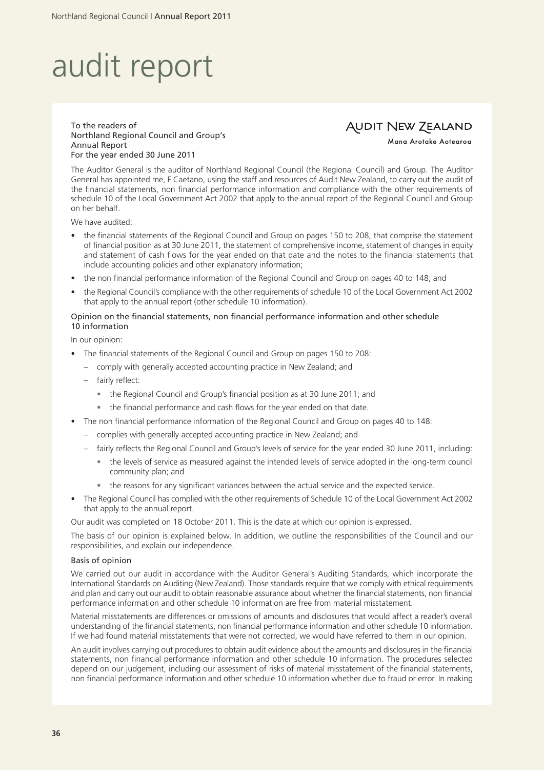# audit report

To the readers of
Northland Regional Council and Group's
Annual Report
For the year ended 30 June 2011

AUDIT NEW ZEALAND
Mana Arotake Aotearoa

The Auditor General is the auditor of Northland Regional Council (the Regional Council) and Group. The Auditor General has appointed me, F Caetano, using the staff and resources of Audit New Zealand, to carry out the audit of the financial statements, non financial performance information and compliance with the other requirements of schedule 10 of the Local Government Act 2002 that apply to the annual report of the Regional Council and Group on her behalf.

We have audited:

- the financial statements of the Regional Council and Group on pages 150 to 208, that comprise the statement of financial position as at 30 June 2011, the statement of comprehensive income, statement of changes in equity and statement of cash flows for the year ended on that date and the notes to the financial statements that include accounting policies and other explanatory information;
- the non financial performance information of the Regional Council and Group on pages 40 to 148; and
- the Regional Council's compliance with the other requirements of schedule 10 of the Local Government Act 2002 that apply to the annual report (other schedule 10 information).

### Opinion on the financial statements, non financial performance information and other schedule 10 information

In our opinion:

- The financial statements of the Regional Council and Group on pages 150 to 208:
  - comply with generally accepted accounting practice in New Zealand; and
  - fairly reflect:
    - the Regional Council and Group's financial position as at 30 June 2011; and
    - the financial performance and cash flows for the year ended on that date.
- The non financial performance information of the Regional Council and Group on pages 40 to 148:
  - complies with generally accepted accounting practice in New Zealand; and
  - fairly reflects the Regional Council and Group's levels of service for the year ended 30 June 2011, including:
    - the levels of service as measured against the intended levels of service adopted in the long-term council community plan; and
    - the reasons for any significant variances between the actual service and the expected service.
- The Regional Council has complied with the other requirements of Schedule 10 of the Local Government Act 2002 that apply to the annual report.

Our audit was completed on 18 October 2011. This is the date at which our opinion is expressed.

The basis of our opinion is explained below. In addition, we outline the responsibilities of the Council and our responsibilities, and explain our independence.

### Basis of opinion

We carried out our audit in accordance with the Auditor General's Auditing Standards, which incorporate the International Standards on Auditing (New Zealand). Those standards require that we comply with ethical requirements and plan and carry out our audit to obtain reasonable assurance about whether the financial statements, non financial performance information and other schedule 10 information are free from material misstatement.

Material misstatements are differences or omissions of amounts and disclosures that would affect a reader's overall understanding of the financial statements, non financial performance information and other schedule 10 information. If we had found material misstatements that were not corrected, we would have referred to them in our opinion.

An audit involves carrying out procedures to obtain audit evidence about the amounts and disclosures in the financial statements, non financial performance information and other schedule 10 information. The procedures selected depend on our judgement, including our assessment of risks of material misstatement of the financial statements, non financial performance information and other schedule 10 information whether due to fraud or error. In making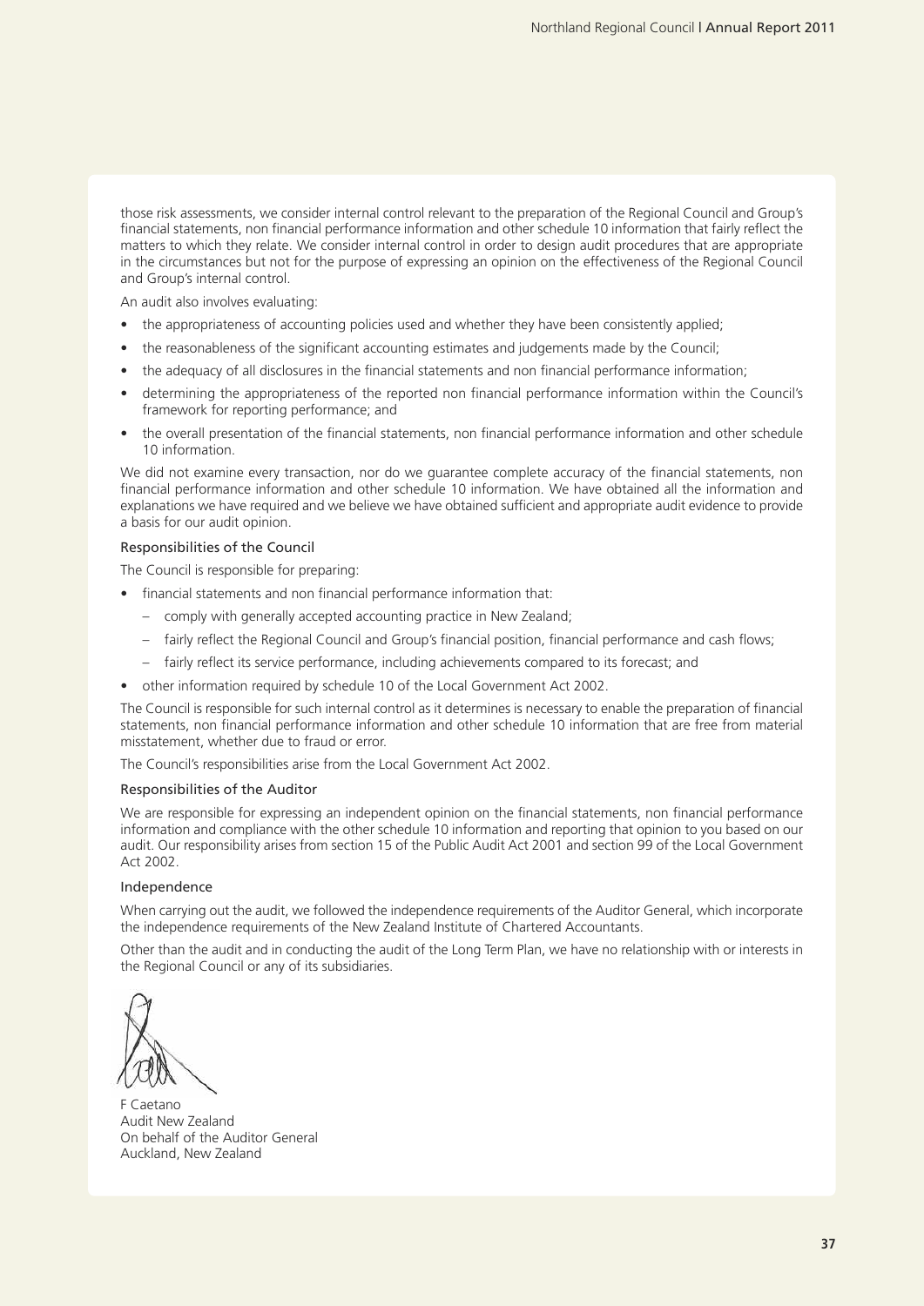those risk assessments, we consider internal control relevant to the preparation of the Regional Council and Group's financial statements, non financial performance information and other schedule 10 information that fairly reflect the matters to which they relate. We consider internal control in order to design audit procedures that are appropriate in the circumstances but not for the purpose of expressing an opinion on the effectiveness of the Regional Council and Group's internal control.

An audit also involves evaluating:

- the appropriateness of accounting policies used and whether they have been consistently applied;
- the reasonableness of the significant accounting estimates and judgements made by the Council;
- the adequacy of all disclosures in the financial statements and non financial performance information;
- determining the appropriateness of the reported non financial performance information within the Council's framework for reporting performance; and
- the overall presentation of the financial statements, non financial performance information and other schedule 10 information.

We did not examine every transaction, nor do we guarantee complete accuracy of the financial statements, non financial performance information and other schedule 10 information. We have obtained all the information and explanations we have required and we believe we have obtained sufficient and appropriate audit evidence to provide a basis for our audit opinion.

### Responsibilities of the Council

The Council is responsible for preparing:

- financial statements and non financial performance information that:
  - comply with generally accepted accounting practice in New Zealand;
  - fairly reflect the Regional Council and Group's financial position, financial performance and cash flows;
  - fairly reflect its service performance, including achievements compared to its forecast; and
- other information required by schedule 10 of the Local Government Act 2002.

The Council is responsible for such internal control as it determines is necessary to enable the preparation of financial statements, non financial performance information and other schedule 10 information that are free from material misstatement, whether due to fraud or error.

The Council's responsibilities arise from the Local Government Act 2002.

### Responsibilities of the Auditor

We are responsible for expressing an independent opinion on the financial statements, non financial performance information and compliance with the other schedule 10 information and reporting that opinion to you based on our audit. Our responsibility arises from section 15 of the Public Audit Act 2001 and section 99 of the Local Government Act 2002.

### Independence

When carrying out the audit, we followed the independence requirements of the Auditor General, which incorporate the independence requirements of the New Zealand Institute of Chartered Accountants.

Other than the audit and in conducting the audit of the Long Term Plan, we have no relationship with or interests in the Regional Council or any of its subsidiaries.

F Caetano
Audit New Zealand
On behalf of the Auditor General
Auckland, New Zealand